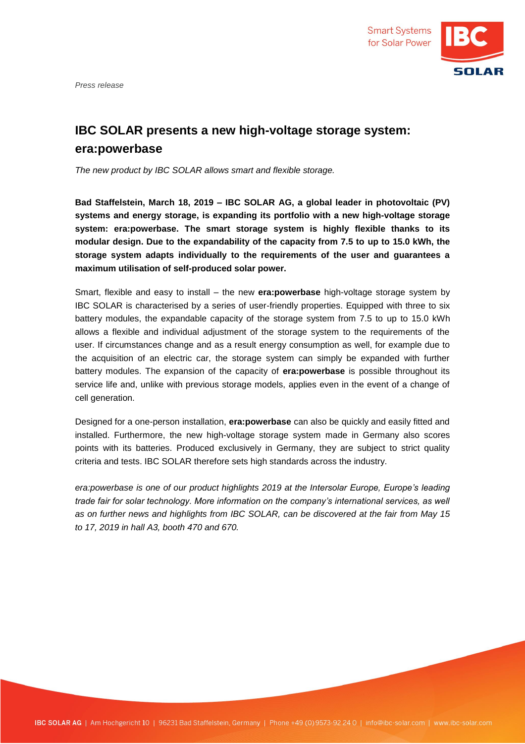*Press release*

# IBC SOLAR presents a new high-voltage storage system: era:powerbase

*The new product by IBC SOLAR allows smart and flexible storage.*

**Bad Staffelstein, March 18, 2019 – IBC SOLAR AG, a global leader in photovoltaic (PV) systems and energy storage, is expanding its portfolio with a new high-voltage storage system: era:powerbase. The smart storage system is highly flexible thanks to its modular design. Due to the expandability of the capacity from 7.5 to up to 15.0 kWh, the storage system adapts individually to the requirements of the user and guarantees a maximum utilisation of self-produced solar power.**

Smart, flexible and easy to install – the new **era:powerbase** high-voltage storage system by IBC SOLAR is characterised by a series of user-friendly properties. Equipped with three to six battery modules, the expandable capacity of the storage system from 7.5 to up to 15.0 kWh allows a flexible and individual adjustment of the storage system to the requirements of the user. If circumstances change and as a result energy consumption as well, for example due to the acquisition of an electric car, the storage system can simply be expanded with further battery modules. The expansion of the capacity of **era:powerbase** is possible throughout its service life and, unlike with previous storage models, applies even in the event of a change of cell generation.

Designed for a one-person installation, **era:powerbase** can also be quickly and easily fitted and installed. Furthermore, the new high-voltage storage system made in Germany also scores points with its batteries. Produced exclusively in Germany, they are subject to strict quality criteria and tests. IBC SOLAR therefore sets high standards across the industry.

*era:powerbase is one of our product highlights 2019 at the Intersolar Europe, Europe's leading trade fair for solar technology. More information on the company's international services, as well as on further news and highlights from IBC SOLAR, can be discovered at the fair from May 15 to 17, 2019 in hall A3, booth 470 and 670.*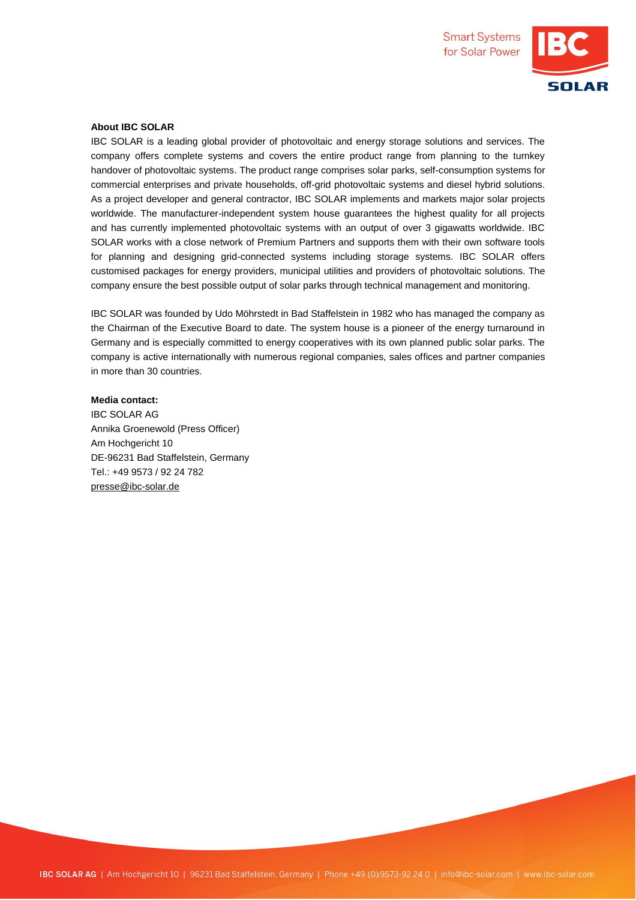**About IBC SOLAR**

IBC SOLAR is a leading global provider of photovoltaic and energy storage solutions and services. The company offers complete systems and covers the entire product range from planning to the turnkey handover of photovoltaic systems. The product range comprises solar parks, self-consumption systems for commercial enterprises and private households, off-grid photovoltaic systems and diesel hybrid solutions. As a project developer and general contractor, IBC SOLAR implements and markets major solar projects worldwide. The manufacturer-independent system house guarantees the highest quality for all projects and has currently implemented photovoltaic systems with an output of over 3 gigawatts worldwide. IBC SOLAR works with a close network of Premium Partners and supports them with their own software tools for planning and designing grid-connected systems including storage systems. IBC SOLAR offers customised packages for energy providers, municipal utilities and providers of photovoltaic solutions. The company ensure the best possible output of solar parks through technical management and monitoring.

IBC SOLAR was founded by Udo Möhrstedt in Bad Staffelstein in 1982 who has managed the company as the Chairman of the Executive Board to date. The system house is a pioneer of the energy turnaround in Germany and is especially committed to energy cooperatives with its own planned public solar parks. The company is active internationally with numerous regional companies, sales offices and partner companies in more than 30 countries.

**Media contact:**

IBC SOLAR AG
Annika Groenewold (Press Officer)
Am Hochgericht 10
DE-96231 Bad Staffelstein, Germany
Tel.: +49 9573 / 92 24 782
presse@ibc-solar.de